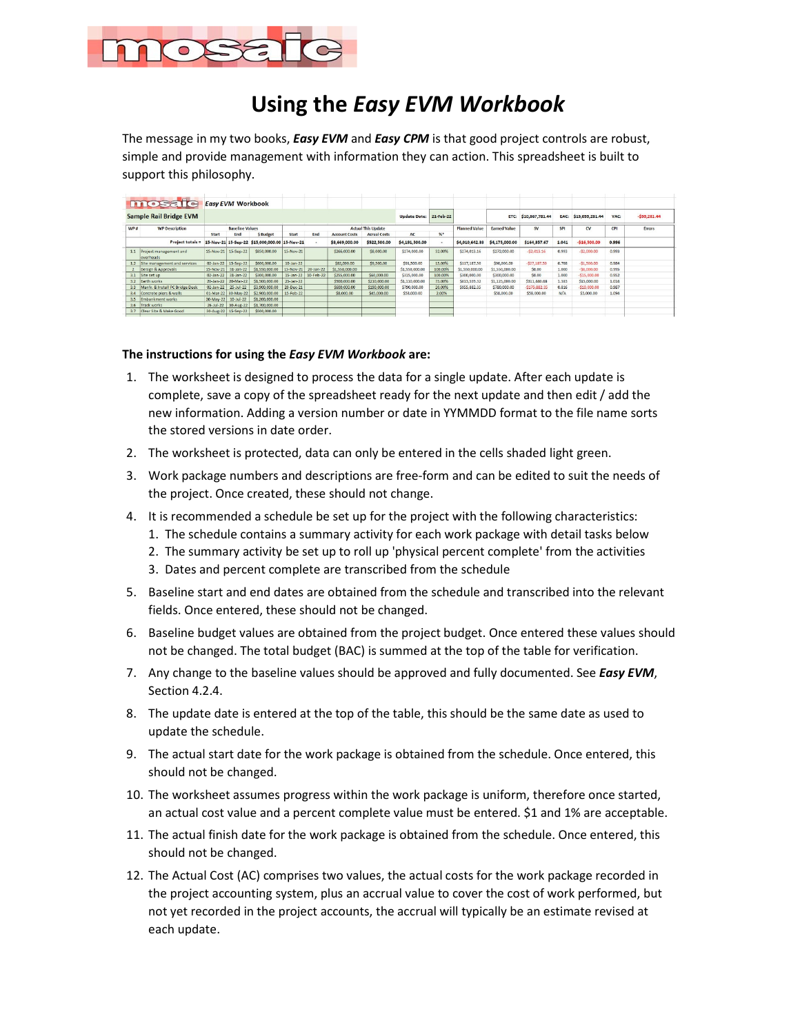# Using the *Easy EVM Workbook*

The message in my two books, ***Easy EVM*** and ***Easy CPM*** is that good project controls are robust, simple and provide management with information they can action. This spreadsheet is built to support this philosophy.

**The instructions for using the *Easy EVM Workbook* are:**

1. The worksheet is designed to process the data for a single update. After each update is complete, save a copy of the spreadsheet ready for the next update and then edit / add the new information. Adding a version number or date in YYMMDD format to the file name sorts the stored versions in date order.
2. The worksheet is protected, data can only be entered in the cells shaded light green.
3. Work package numbers and descriptions are free-form and can be edited to suit the needs of the project. Once created, these should not change.
4. It is recommended a schedule be set up for the project with the following characteristics:
   1. The schedule contains a summary activity for each work package with detail tasks below
   2. The summary activity be set up to roll up 'physical percent complete' from the activities
   3. Dates and percent complete are transcribed from the schedule
5. Baseline start and end dates are obtained from the schedule and transcribed into the relevant fields. Once entered, these should not be changed.
6. Baseline budget values are obtained from the project budget. Once entered these values should not be changed. The total budget (BAC) is summed at the top of the table for verification.
7. Any change to the baseline values should be approved and fully documented. See ***Easy EVM***, Section 4.2.4.
8. The update date is entered at the top of the table, this should be the same date as used to update the schedule.
9. The actual start date for the work package is obtained from the schedule. Once entered, this should not be changed.
10. The worksheet assumes progress within the work package is uniform, therefore once started, an actual cost value and a percent complete value must be entered. $1 and 1% are acceptable.
11. The actual finish date for the work package is obtained from the schedule. Once entered, this should not be changed.
12. The Actual Cost (AC) comprises two values, the actual costs for the work package recorded in the project accounting system, plus an accrual value to cover the cost of work performed, but not yet recorded in the project accounts, the accrual will typically be an estimate revised at each update.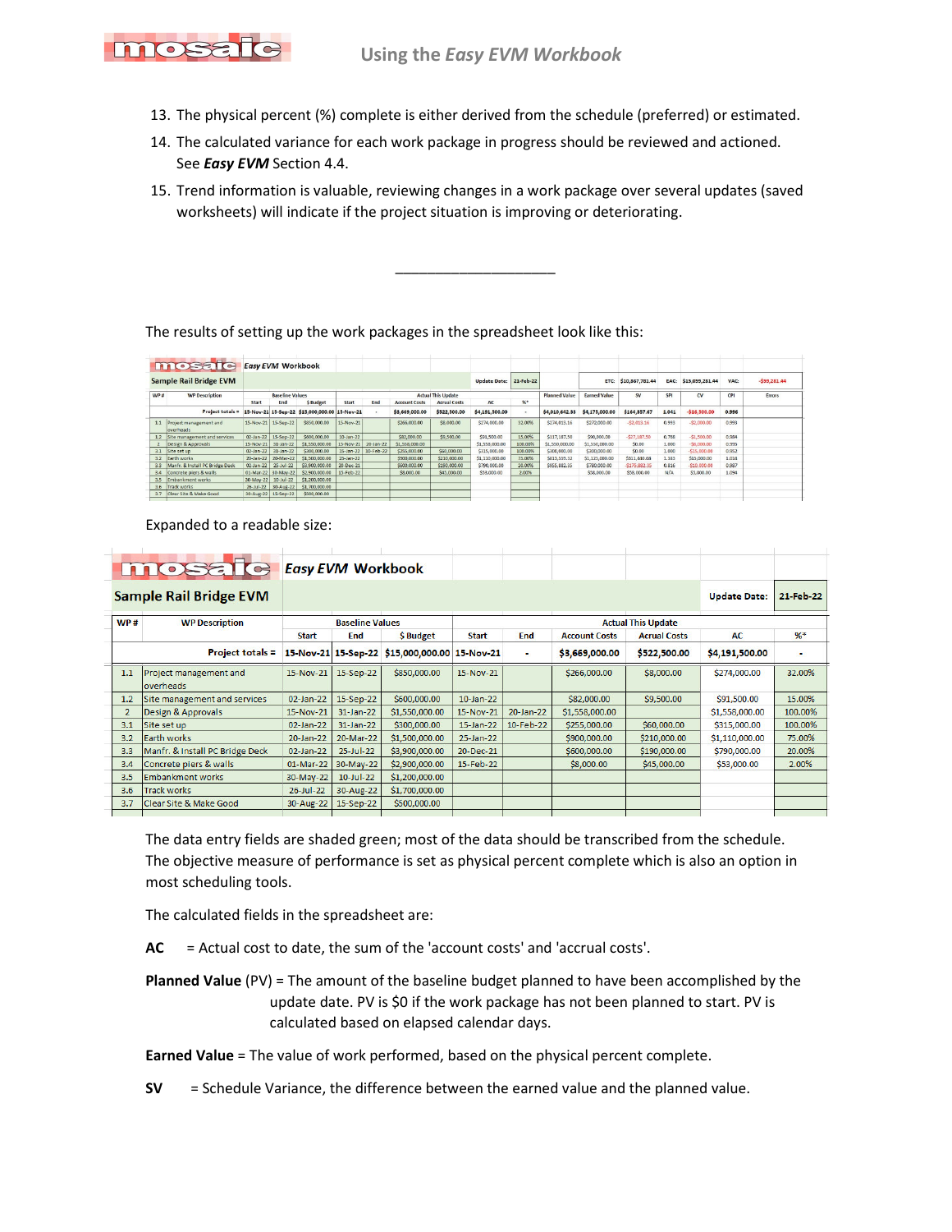13. The physical percent (%) complete is either derived from the schedule (preferred) or estimated.
14. The calculated variance for each work package in progress should be reviewed and actioned. See ***Easy EVM*** Section 4.4.
15. Trend information is valuable, reviewing changes in a work package over several updates (saved worksheets) will indicate if the project situation is improving or deteriorating.

---

The results of setting up the work packages in the spreadsheet look like this:

| mosaic | *Easy EVM* Workbook | | | | | | | | | | | | | | | | | |
|---|---|---|---|---|---|---|---|---|---|---|---|---|---|---|---|---|---|---|
| Sample Rail Bridge EVM | | | | | | | | | Update Date: | 21-Feb-22 | | ETC: | $10,867,781.44 | EAC: | $15,059,281.44 | VAC: | -$59,281.44 | |
| WP # | WP Description | Baseline Values | | | Actual This Update | | | | | | Planned Value | Earned Value | SV | SPI | CV | CPI | Errors | |
| | | Start | End | $ Budget | Start | End | Account Costs | Acrual Costs | AC | %* | | | | | | | | |
| | Project totals = | 15-Nov-21 | 15-Sep-22 | $15,000,000.00 | 15-Nov-21 | - | $3,669,000.00 | $522,500.00 | $4,191,500.00 | - | $4,010,642.33 | $4,175,000.00 | $164,357.67 | 1.041 | -$16,500.00 | 0.996 | | |
| 1.1 | Project management and overheads | 15-Nov-21 | 15-Sep-22 | $850,000.00 | 15-Nov-21 | | $266,000.00 | $8,000.00 | $274,000.00 | 32.00% | $274,013.16 | $272,000.00 | -$2,013.16 | 0.993 | -$2,000.00 | 0.993 | | |
| 1.2 | Site management and services | 02-Jan-22 | 15-Sep-22 | $600,000.00 | 10-Jan-22 | | $82,000.00 | $9,500.00 | $91,500.00 | 15.00% | $117,187.50 | $90,000.00 | -$27,187.50 | 0.768 | -$1,500.00 | 0.984 | | |
| 2 | Design & Approvals | 15-Nov-21 | 31-Jan-22 | $1,550,000.00 | 15-Nov-21 | 20-Jan-22 | $1,558,000.00 | | $1,558,000.00 | 100.00% | $1,550,000.00 | $1,550,000.00 | $0.00 | 1.000 | -$8,000.00 | 0.995 | | |
| 3.1 | Site set up | 02-Jan-22 | 31-Jan-22 | $300,000.00 | 15-Jan-22 | 10-Feb-22 | $255,000.00 | $60,000.00 | $315,000.00 | 100.00% | $300,000.00 | $300,000.00 | $0.00 | 1.000 | -$15,000.00 | 0.952 | | |
| 3.2 | Earth works | 20-Jan-22 | 20-Mar-22 | $1,500,000.00 | 25-Jan-22 | | $900,000.00 | $210,000.00 | $1,110,000.00 | 75.00% | $813,559.32 | $1,125,000.00 | $311,440.68 | 1.383 | $15,000.00 | 1.014 | | |
| 3.3 | Manfr. & Install PC Bridge Deck | 02-Jan-22 | 25-Jul-22 | $3,900,000.00 | 20-Dec-21 | | $600,000.00 | $190,000.00 | $790,000.00 | 20.00% | $955,882.35 | $780,000.00 | -$175,882.35 | 0.816 | -$10,000.00 | 0.987 | | |
| 3.4 | Concrete piers & walls | 01-Mar-22 | 30-May-22 | $2,900,000.00 | 15-Feb-22 | | $8,000.00 | $45,000.00 | $53,000.00 | 2.00% | | $58,000.00 | $58,000.00 | N/A | $5,000.00 | 1.094 | | |
| 3.5 | Embankment works | 30-May-22 | 10-Jul-22 | $1,200,000.00 | | | | | | | | | | | | | | |
| 3.6 | Track works | 26-Jul-22 | 30-Aug-22 | $1,700,000.00 | | | | | | | | | | | | | | |
| 3.7 | Clear Site & Make Good | 30-Aug-22 | 15-Sep-22 | $500,000.00 | | | | | | | | | | | | | | |

Expanded to a readable size:

| mosaic | *Easy EVM* Workbook | | | | | | | | | |
|---|---|---|---|---|---|---|---|---|---|---|
| Sample Rail Bridge EVM | | | | | | | | | Update Date: | 21-Feb-22 |
| WP # | WP Description | Baseline Values | | | Actual This Update | | | | | |
| | | Start | End | $ Budget | Start | End | Account Costs | Acrual Costs | AC | %* |
| | Project totals = | 15-Nov-21 | 15-Sep-22 | $15,000,000.00 | 15-Nov-21 | - | $3,669,000.00 | $522,500.00 | $4,191,500.00 | - |
| 1.1 | Project management and overheads | 15-Nov-21 | 15-Sep-22 | $850,000.00 | 15-Nov-21 | | $266,000.00 | $8,000.00 | $274,000.00 | 32.00% |
| 1.2 | Site management and services | 02-Jan-22 | 15-Sep-22 | $600,000.00 | 10-Jan-22 | | $82,000.00 | $9,500.00 | $91,500.00 | 15.00% |
| 2 | Design & Approvals | 15-Nov-21 | 31-Jan-22 | $1,550,000.00 | 15-Nov-21 | 20-Jan-22 | $1,558,000.00 | | $1,558,000.00 | 100.00% |
| 3.1 | Site set up | 02-Jan-22 | 31-Jan-22 | $300,000.00 | 15-Jan-22 | 10-Feb-22 | $255,000.00 | $60,000.00 | $315,000.00 | 100.00% |
| 3.2 | Earth works | 20-Jan-22 | 20-Mar-22 | $1,500,000.00 | 25-Jan-22 | | $900,000.00 | $210,000.00 | $1,110,000.00 | 75.00% |
| 3.3 | Manfr. & Install PC Bridge Deck | 02-Jan-22 | 25-Jul-22 | $3,900,000.00 | 20-Dec-21 | | $600,000.00 | $190,000.00 | $790,000.00 | 20.00% |
| 3.4 | Concrete piers & walls | 01-Mar-22 | 30-May-22 | $2,900,000.00 | 15-Feb-22 | | $8,000.00 | $45,000.00 | $53,000.00 | 2.00% |
| 3.5 | Embankment works | 30-May-22 | 10-Jul-22 | $1,200,000.00 | | | | | | |
| 3.6 | Track works | 26-Jul-22 | 30-Aug-22 | $1,700,000.00 | | | | | | |
| 3.7 | Clear Site & Make Good | 30-Aug-22 | 15-Sep-22 | $500,000.00 | | | | | | |

The data entry fields are shaded green; most of the data should be transcribed from the schedule. The objective measure of performance is set as physical percent complete which is also an option in most scheduling tools.

The calculated fields in the spreadsheet are:

**AC** = Actual cost to date, the sum of the 'account costs' and 'accrual costs'.

**Planned Value** (PV) = The amount of the baseline budget planned to have been accomplished by the update date. PV is $0 if the work package has not been planned to start. PV is calculated based on elapsed calendar days.

**Earned Value** = The value of work performed, based on the physical percent complete.

**SV** = Schedule Variance, the difference between the earned value and the planned value.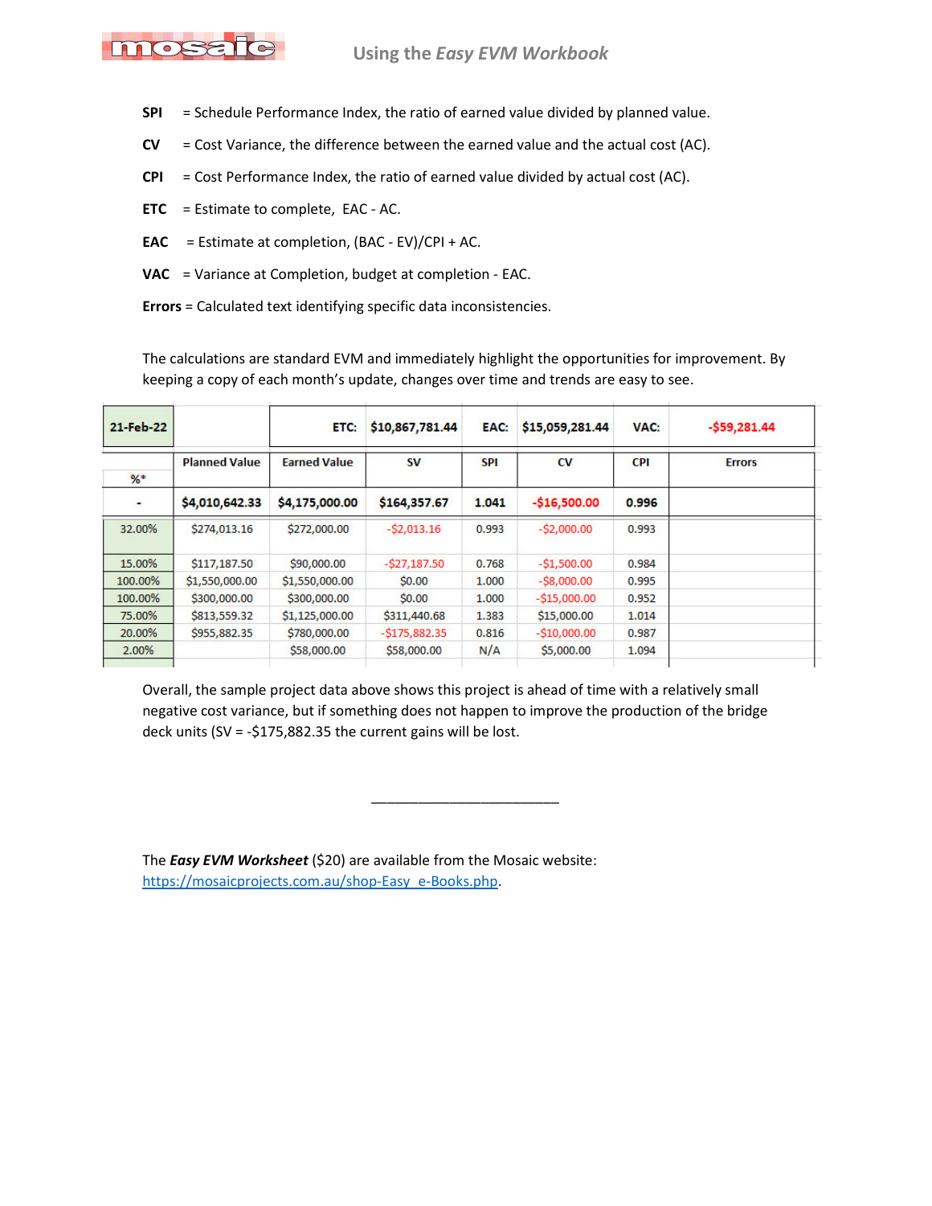**SPI** = Schedule Performance Index, the ratio of earned value divided by planned value.

**CV** = Cost Variance, the difference between the earned value and the actual cost (AC).

**CPI** = Cost Performance Index, the ratio of earned value divided by actual cost (AC).

**ETC** = Estimate to complete, EAC - AC.

**EAC** = Estimate at completion, (BAC - EV)/CPI + AC.

**VAC** = Variance at Completion, budget at completion - EAC.

**Errors** = Calculated text identifying specific data inconsistencies.

The calculations are standard EVM and immediately highlight the opportunities for improvement. By keeping a copy of each month's update, changes over time and trends are easy to see.

| 21-Feb-22 | | ETC: | $10,867,781.44 | EAC: | $15,059,281.44 | VAC: | -$59,281.44 |
|---|---|---|---|---|---|---|---|
| %* | Planned Value | Earned Value | SV | SPI | CV | CPI | Errors |
| - | $4,010,642.33 | $4,175,000.00 | $164,357.67 | 1.041 | -$16,500.00 | 0.996 | |
| 32.00% | $274,013.16 | $272,000.00 | -$2,013.16 | 0.993 | -$2,000.00 | 0.993 | |
| 15.00% | $117,187.50 | $90,000.00 | -$27,187.50 | 0.768 | -$1,500.00 | 0.984 | |
| 100.00% | $1,550,000.00 | $1,550,000.00 | $0.00 | 1.000 | -$8,000.00 | 0.995 | |
| 100.00% | $300,000.00 | $300,000.00 | $0.00 | 1.000 | -$15,000.00 | 0.952 | |
| 75.00% | $813,559.32 | $1,125,000.00 | $311,440.68 | 1.383 | $15,000.00 | 1.014 | |
| 20.00% | $955,882.35 | $780,000.00 | -$175,882.35 | 0.816 | -$10,000.00 | 0.987 | |
| 2.00% | | $58,000.00 | $58,000.00 | N/A | $5,000.00 | 1.094 | |

Overall, the sample project data above shows this project is ahead of time with a relatively small negative cost variance, but if something does not happen to improve the production of the bridge deck units (SV = -$175,882.35 the current gains will be lost.

\_\_\_\_\_\_\_\_\_\_\_\_\_\_\_\_\_\_\_\_\_\_\_\_\_\_\_\_

The ***Easy EVM Worksheet*** ($20) are available from the Mosaic website: https://mosaicprojects.com.au/shop-Easy_e-Books.php.